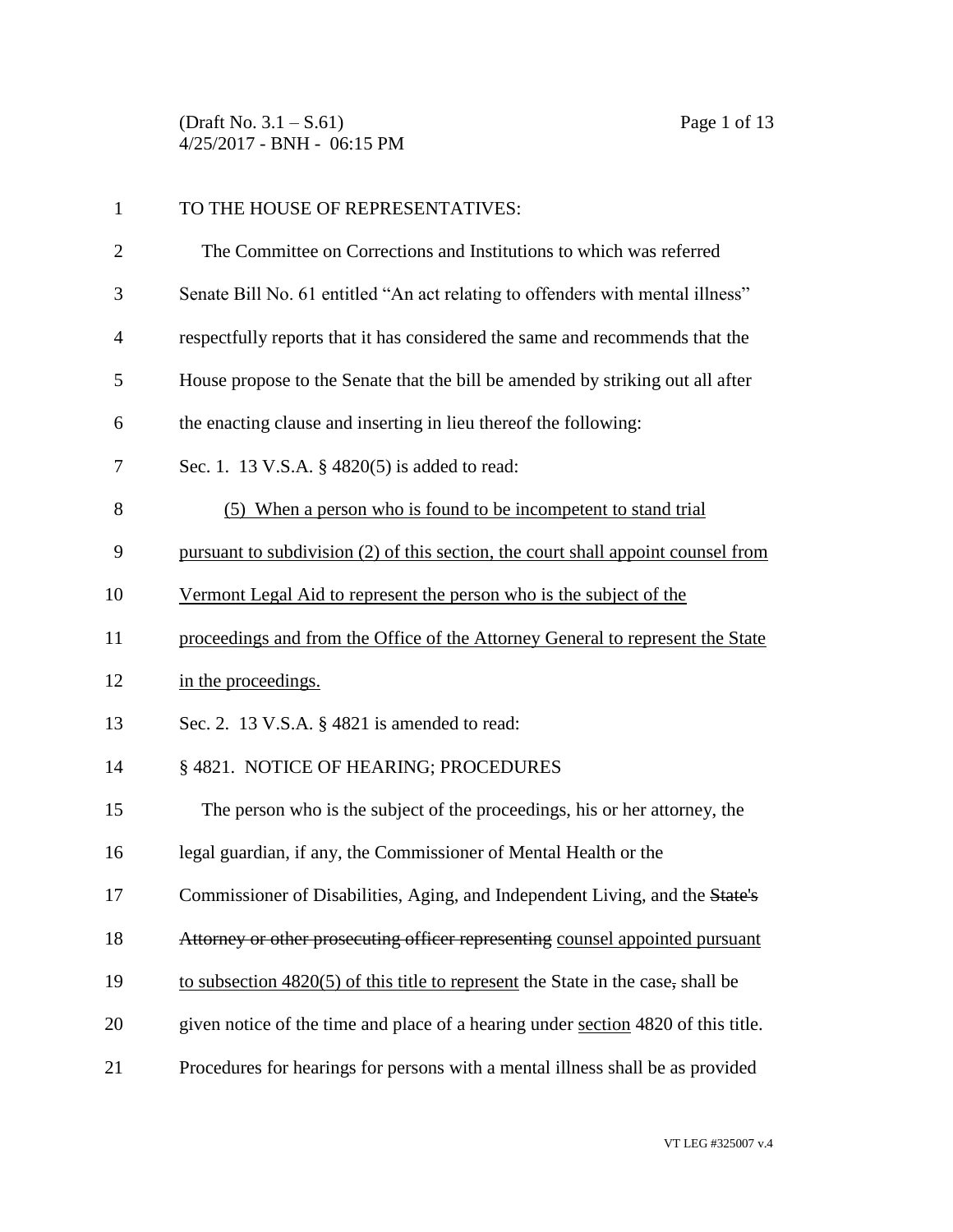TO THE HOUSE OF REPRESENTATIVES:

The Committee on Corrections and Institutions to which was referred Senate Bill No. 61 entitled "An act relating to offenders with mental illness" respectfully reports that it has considered the same and recommends that the House propose to the Senate that the bill be amended by striking out all after the enacting clause and inserting in lieu thereof the following:

Sec. 1. 13 V.S.A. § 4820(5) is added to read:

<u>(5) When a person who is found to be incompetent to stand trial pursuant to subdivision (2) of this section, the court shall appoint counsel from Vermont Legal Aid to represent the person who is the subject of the proceedings and from the Office of the Attorney General to represent the State in the proceedings.</u>

Sec. 2. 13 V.S.A. § 4821 is amended to read:

§ 4821. NOTICE OF HEARING; PROCEDURES

The person who is the subject of the proceedings, his or her attorney, the legal guardian, if any, the Commissioner of Mental Health or the Commissioner of Disabilities, Aging, and Independent Living, and the ~~State's Attorney or other prosecuting officer representing~~ <u>counsel appointed pursuant to subsection 4820(5) of this title to represent</u> the State in the case~~,~~ shall be given notice of the time and place of a hearing under <u>section</u> 4820 of this title. Procedures for hearings for persons with a mental illness shall be as provided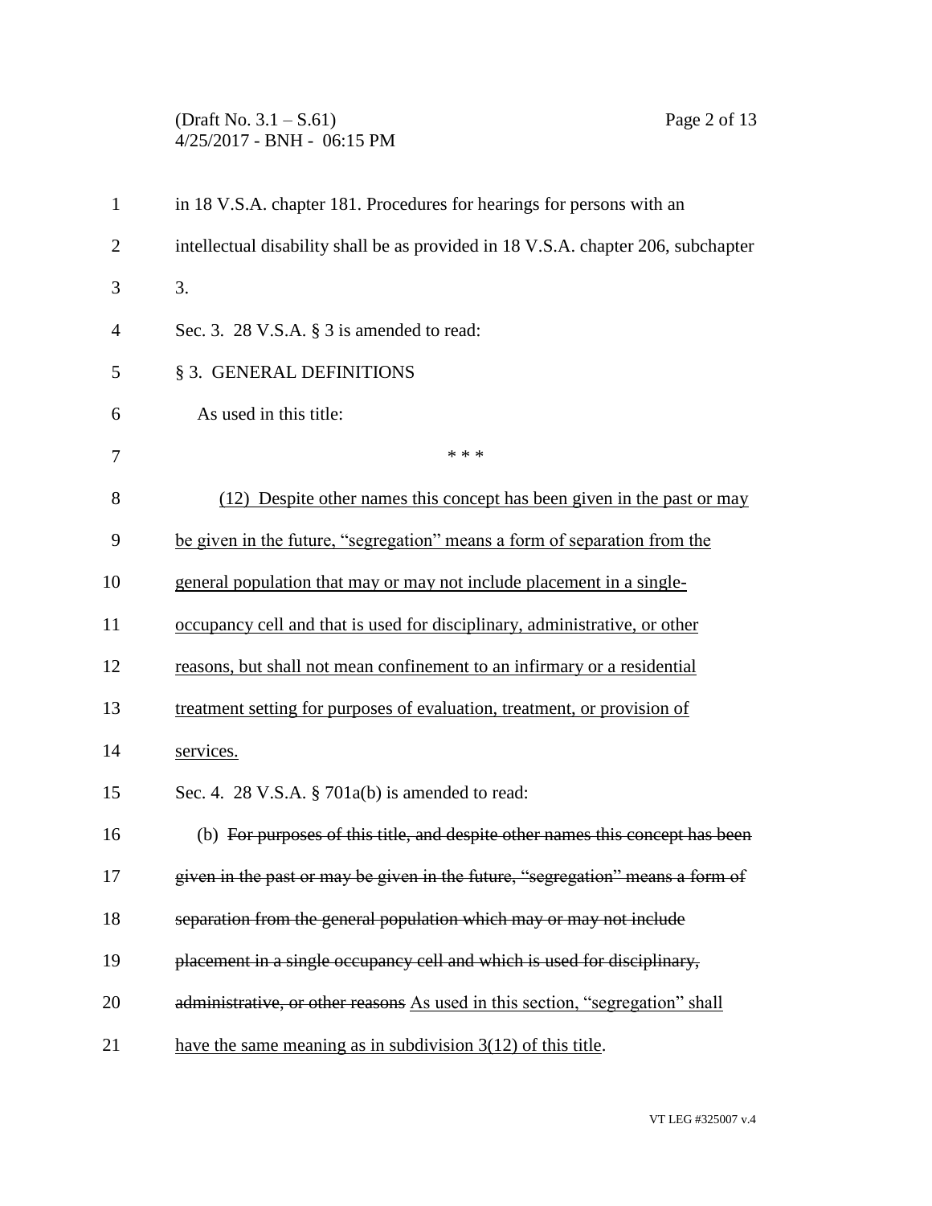in 18 V.S.A. chapter 181. Procedures for hearings for persons with an intellectual disability shall be as provided in 18 V.S.A. chapter 206, subchapter 3.

Sec. 3. 28 V.S.A. § 3 is amended to read:

§ 3. GENERAL DEFINITIONS

As used in this title:

\* \* \*

<u>(12) Despite other names this concept has been given in the past or may be given in the future, "segregation" means a form of separation from the general population that may or may not include placement in a single-occupancy cell and that is used for disciplinary, administrative, or other reasons, but shall not mean confinement to an infirmary or a residential treatment setting for purposes of evaluation, treatment, or provision of services.</u>

Sec. 4. 28 V.S.A. § 701a(b) is amended to read:

(b) ~~For purposes of this title, and despite other names this concept has been given in the past or may be given in the future, "segregation" means a form of separation from the general population which may or may not include placement in a single occupancy cell and which is used for disciplinary, administrative, or other reasons~~ <u>As used in this section, "segregation" shall have the same meaning as in subdivision 3(12) of this title</u>.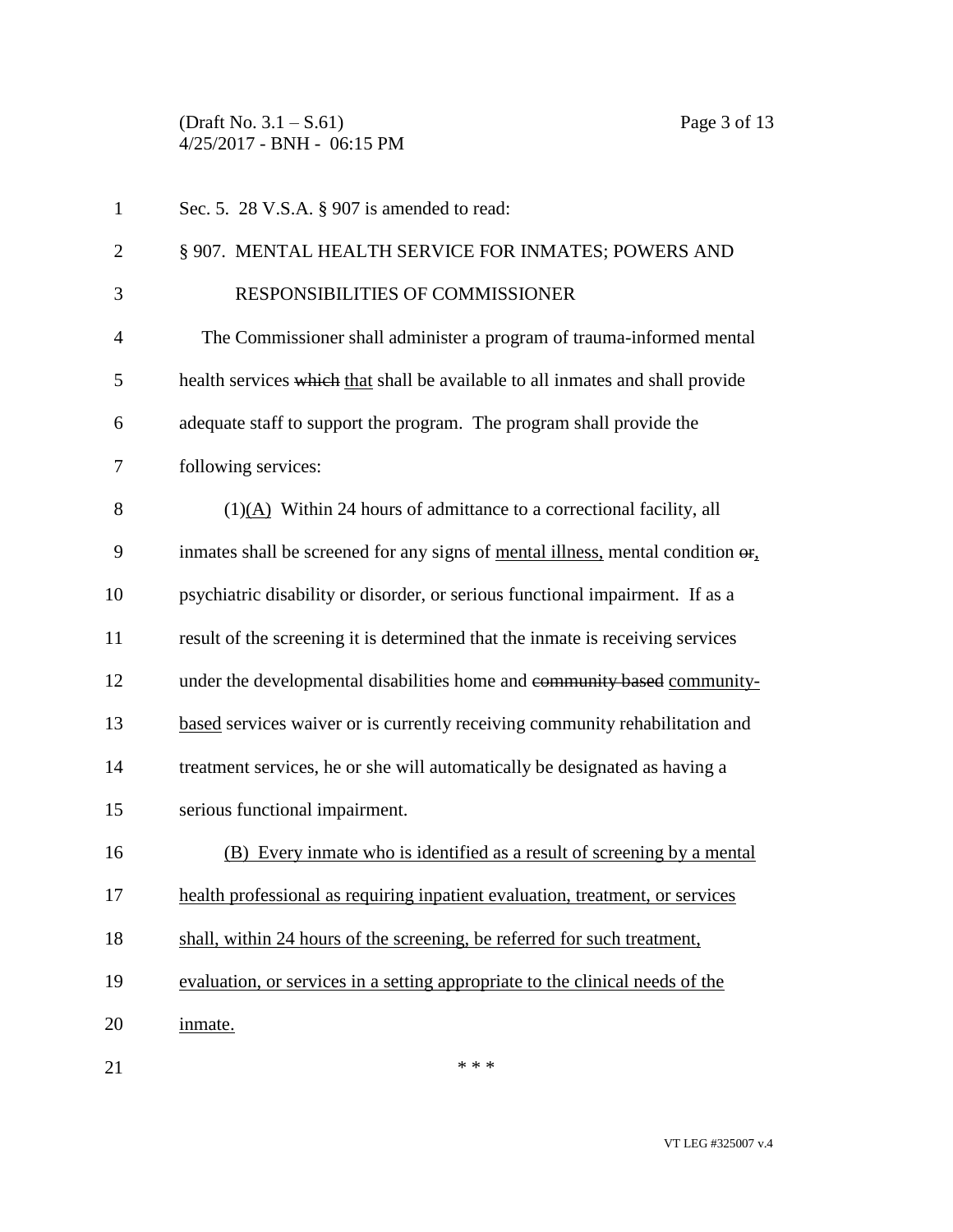Sec. 5. 28 V.S.A. § 907 is amended to read:

§ 907. MENTAL HEALTH SERVICE FOR INMATES; POWERS AND RESPONSIBILITIES OF COMMISSIONER

The Commissioner shall administer a program of trauma-informed mental health services ~~which~~ <u>that</u> shall be available to all inmates and shall provide adequate staff to support the program. The program shall provide the following services:

(1)<u>(A)</u> Within 24 hours of admittance to a correctional facility, all inmates shall be screened for any signs of <u>mental illness,</u> mental condition ~~or~~<u>,</u> psychiatric disability or disorder, or serious functional impairment. If as a result of the screening it is determined that the inmate is receiving services under the developmental disabilities home and ~~community based~~ <u>community-based</u> services waiver or is currently receiving community rehabilitation and treatment services, he or she will automatically be designated as having a serious functional impairment.

<u>(B) Every inmate who is identified as a result of screening by a mental health professional as requiring inpatient evaluation, treatment, or services shall, within 24 hours of the screening, be referred for such treatment, evaluation, or services in a setting appropriate to the clinical needs of the inmate.</u>

\* \* \*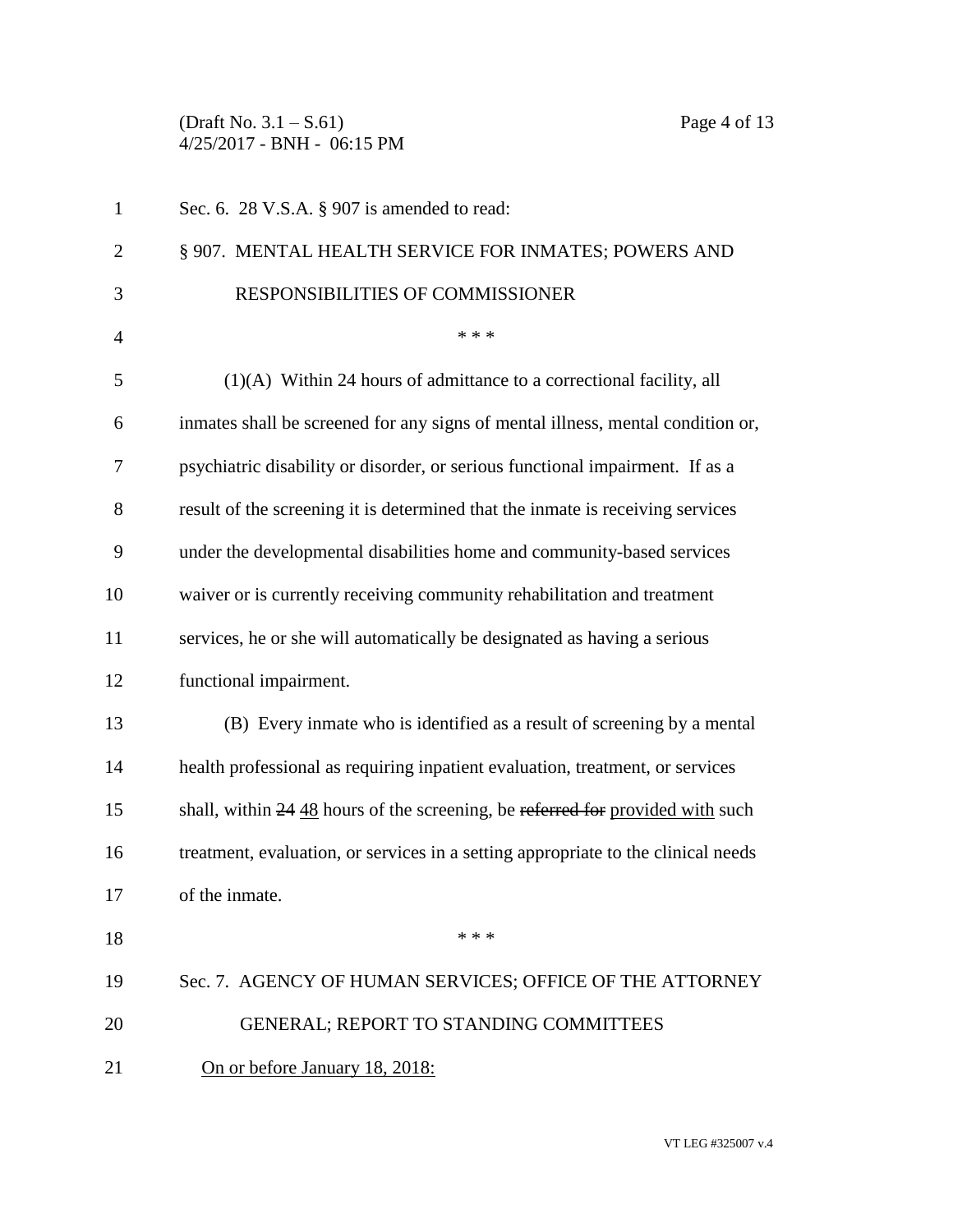Sec. 6. 28 V.S.A. § 907 is amended to read:

§ 907. MENTAL HEALTH SERVICE FOR INMATES; POWERS AND RESPONSIBILITIES OF COMMISSIONER

\* \* \*

(1)(A) Within 24 hours of admittance to a correctional facility, all inmates shall be screened for any signs of mental illness, mental condition or, psychiatric disability or disorder, or serious functional impairment. If as a result of the screening it is determined that the inmate is receiving services under the developmental disabilities home and community-based services waiver or is currently receiving community rehabilitation and treatment services, he or she will automatically be designated as having a serious functional impairment.

(B) Every inmate who is identified as a result of screening by a mental health professional as requiring inpatient evaluation, treatment, or services shall, within ~~24~~ <u>48</u> hours of the screening, be ~~referred for~~ <u>provided with</u> such treatment, evaluation, or services in a setting appropriate to the clinical needs of the inmate.

\* \* \*

Sec. 7. AGENCY OF HUMAN SERVICES; OFFICE OF THE ATTORNEY GENERAL; REPORT TO STANDING COMMITTEES

<u>On or before January 18, 2018:</u>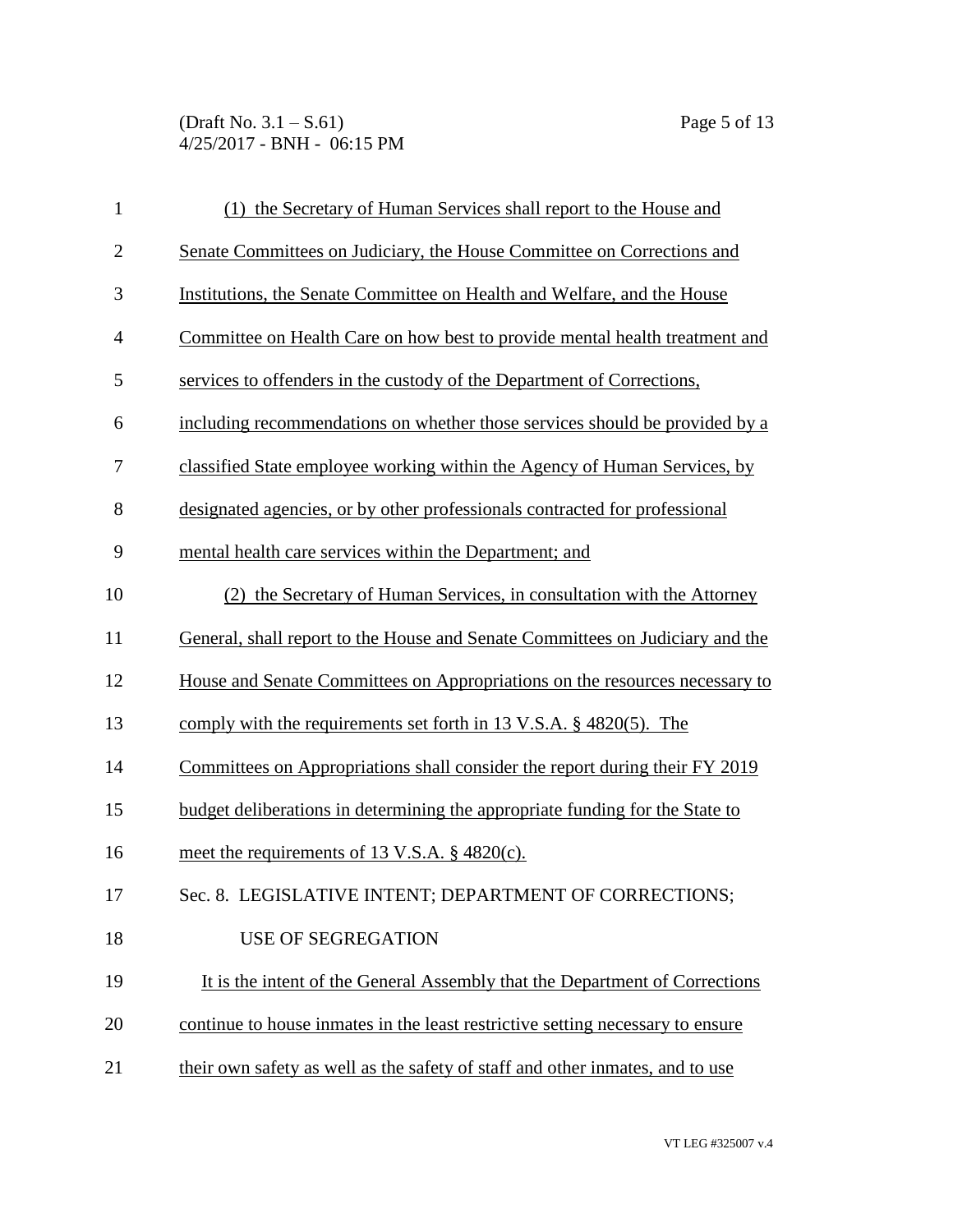(1) the Secretary of Human Services shall report to the House and Senate Committees on Judiciary, the House Committee on Corrections and Institutions, the Senate Committee on Health and Welfare, and the House Committee on Health Care on how best to provide mental health treatment and services to offenders in the custody of the Department of Corrections, including recommendations on whether those services should be provided by a classified State employee working within the Agency of Human Services, by designated agencies, or by other professionals contracted for professional mental health care services within the Department; and

(2) the Secretary of Human Services, in consultation with the Attorney General, shall report to the House and Senate Committees on Judiciary and the House and Senate Committees on Appropriations on the resources necessary to comply with the requirements set forth in 13 V.S.A. § 4820(5). The Committees on Appropriations shall consider the report during their FY 2019 budget deliberations in determining the appropriate funding for the State to meet the requirements of 13 V.S.A. § 4820(c).

Sec. 8. LEGISLATIVE INTENT; DEPARTMENT OF CORRECTIONS; USE OF SEGREGATION

It is the intent of the General Assembly that the Department of Corrections continue to house inmates in the least restrictive setting necessary to ensure their own safety as well as the safety of staff and other inmates, and to use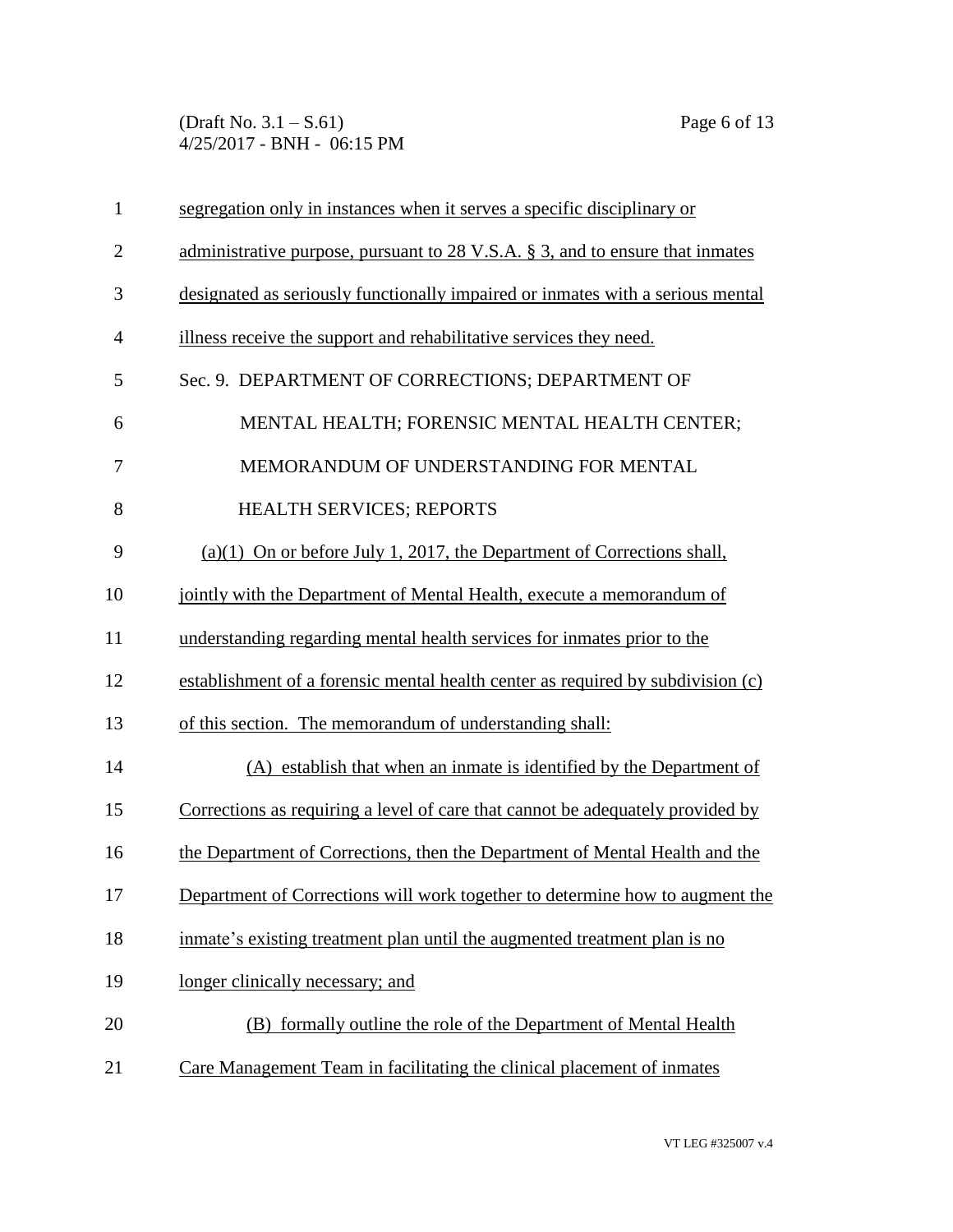segregation only in instances when it serves a specific disciplinary or administrative purpose, pursuant to 28 V.S.A. § 3, and to ensure that inmates designated as seriously functionally impaired or inmates with a serious mental illness receive the support and rehabilitative services they need.

Sec. 9. DEPARTMENT OF CORRECTIONS; DEPARTMENT OF MENTAL HEALTH; FORENSIC MENTAL HEALTH CENTER; MEMORANDUM OF UNDERSTANDING FOR MENTAL HEALTH SERVICES; REPORTS

(a)(1) On or before July 1, 2017, the Department of Corrections shall, jointly with the Department of Mental Health, execute a memorandum of understanding regarding mental health services for inmates prior to the establishment of a forensic mental health center as required by subdivision (c) of this section. The memorandum of understanding shall:

(A) establish that when an inmate is identified by the Department of Corrections as requiring a level of care that cannot be adequately provided by the Department of Corrections, then the Department of Mental Health and the Department of Corrections will work together to determine how to augment the inmate's existing treatment plan until the augmented treatment plan is no longer clinically necessary; and

(B) formally outline the role of the Department of Mental Health Care Management Team in facilitating the clinical placement of inmates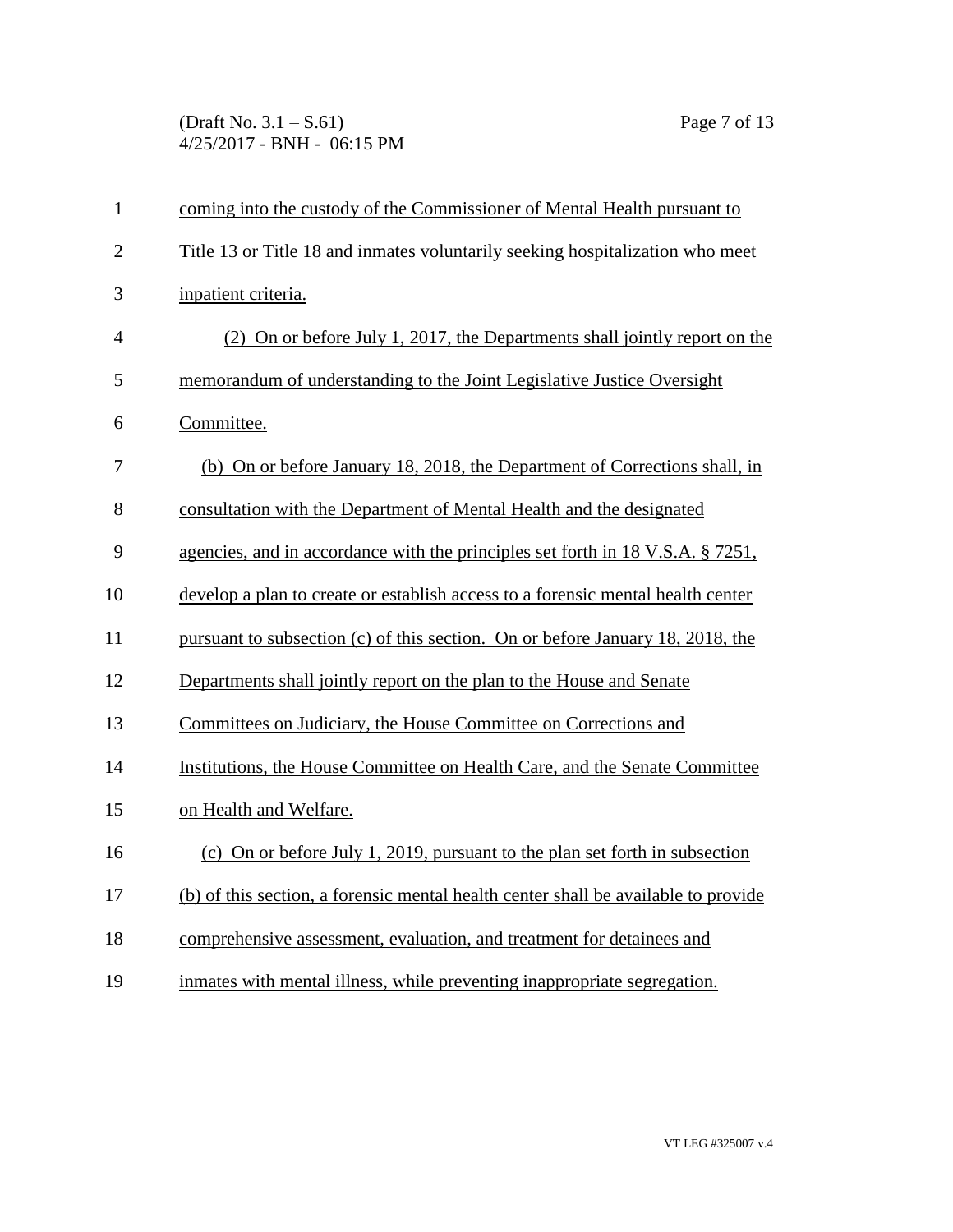coming into the custody of the Commissioner of Mental Health pursuant to Title 13 or Title 18 and inmates voluntarily seeking hospitalization who meet inpatient criteria.

(2) On or before July 1, 2017, the Departments shall jointly report on the memorandum of understanding to the Joint Legislative Justice Oversight Committee.

(b) On or before January 18, 2018, the Department of Corrections shall, in consultation with the Department of Mental Health and the designated agencies, and in accordance with the principles set forth in 18 V.S.A. § 7251, develop a plan to create or establish access to a forensic mental health center pursuant to subsection (c) of this section. On or before January 18, 2018, the Departments shall jointly report on the plan to the House and Senate Committees on Judiciary, the House Committee on Corrections and Institutions, the House Committee on Health Care, and the Senate Committee on Health and Welfare.

(c) On or before July 1, 2019, pursuant to the plan set forth in subsection (b) of this section, a forensic mental health center shall be available to provide comprehensive assessment, evaluation, and treatment for detainees and inmates with mental illness, while preventing inappropriate segregation.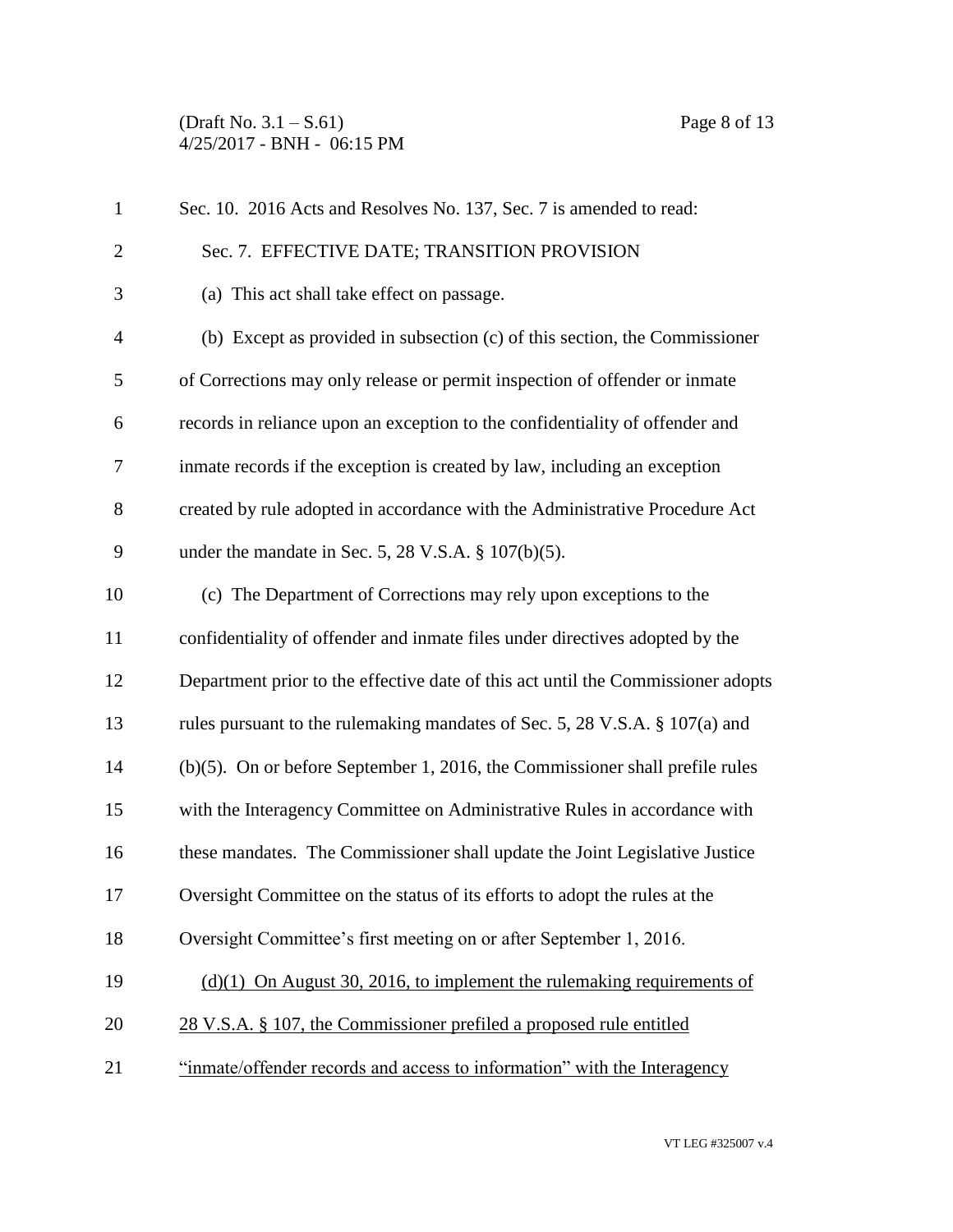Sec. 10. 2016 Acts and Resolves No. 137, Sec. 7 is amended to read:

Sec. 7. EFFECTIVE DATE; TRANSITION PROVISION

(a) This act shall take effect on passage.

(b) Except as provided in subsection (c) of this section, the Commissioner of Corrections may only release or permit inspection of offender or inmate records in reliance upon an exception to the confidentiality of offender and inmate records if the exception is created by law, including an exception created by rule adopted in accordance with the Administrative Procedure Act under the mandate in Sec. 5, 28 V.S.A. § 107(b)(5).

(c) The Department of Corrections may rely upon exceptions to the confidentiality of offender and inmate files under directives adopted by the Department prior to the effective date of this act until the Commissioner adopts rules pursuant to the rulemaking mandates of Sec. 5, 28 V.S.A. § 107(a) and (b)(5). On or before September 1, 2016, the Commissioner shall prefile rules with the Interagency Committee on Administrative Rules in accordance with these mandates. The Commissioner shall update the Joint Legislative Justice Oversight Committee on the status of its efforts to adopt the rules at the Oversight Committee's first meeting on or after September 1, 2016.

<u>(d)(1) On August 30, 2016, to implement the rulemaking requirements of 28 V.S.A. § 107, the Commissioner prefiled a proposed rule entitled "inmate/offender records and access to information" with the Interagency</u>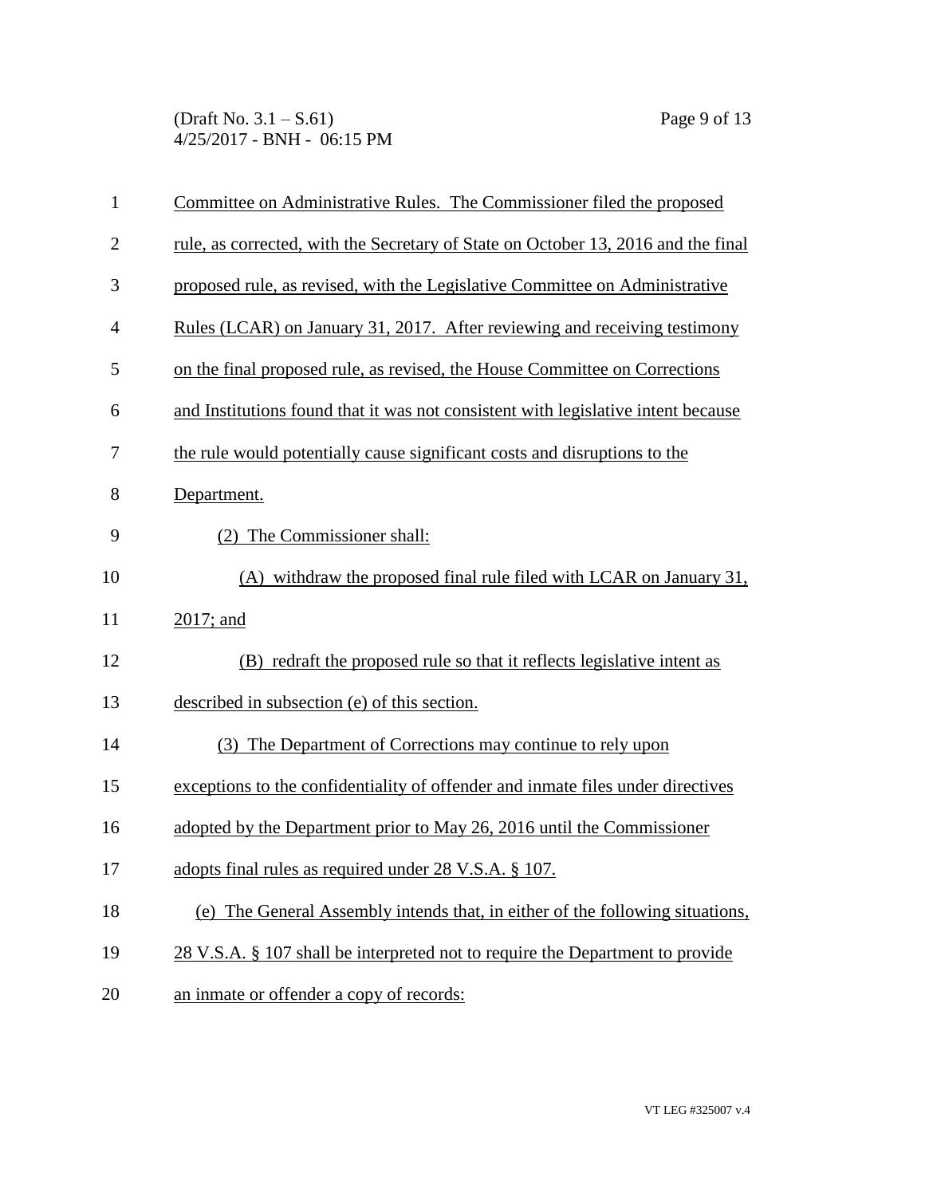Committee on Administrative Rules. The Commissioner filed the proposed rule, as corrected, with the Secretary of State on October 13, 2016 and the final proposed rule, as revised, with the Legislative Committee on Administrative Rules (LCAR) on January 31, 2017. After reviewing and receiving testimony on the final proposed rule, as revised, the House Committee on Corrections and Institutions found that it was not consistent with legislative intent because the rule would potentially cause significant costs and disruptions to the Department.

(2) The Commissioner shall:

(A) withdraw the proposed final rule filed with LCAR on January 31, 2017; and

(B) redraft the proposed rule so that it reflects legislative intent as described in subsection (e) of this section.

(3) The Department of Corrections may continue to rely upon exceptions to the confidentiality of offender and inmate files under directives adopted by the Department prior to May 26, 2016 until the Commissioner adopts final rules as required under 28 V.S.A. § 107.

(e) The General Assembly intends that, in either of the following situations, 28 V.S.A. § 107 shall be interpreted not to require the Department to provide an inmate or offender a copy of records: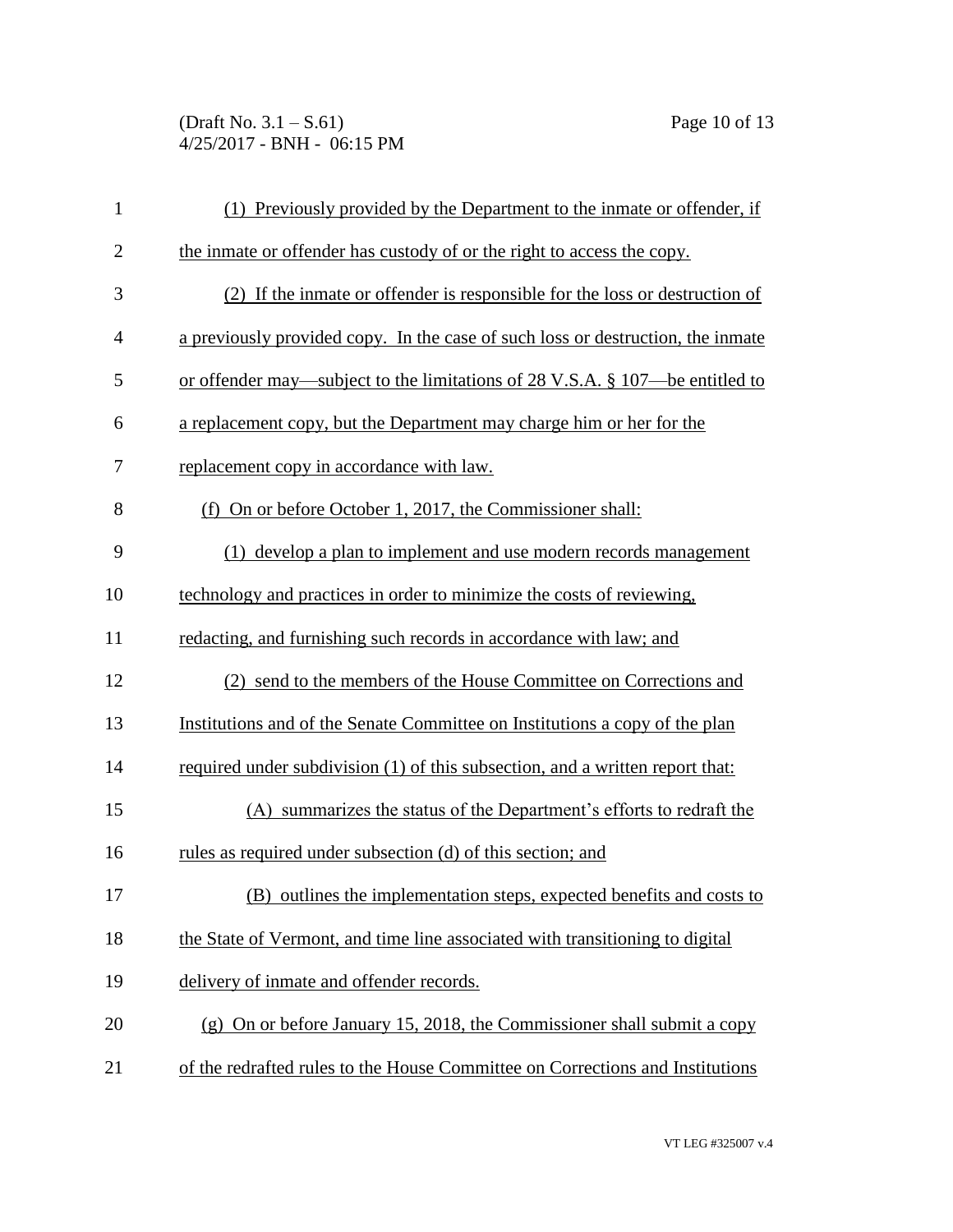(1) Previously provided by the Department to the inmate or offender, if the inmate or offender has custody of or the right to access the copy.

(2) If the inmate or offender is responsible for the loss or destruction of a previously provided copy. In the case of such loss or destruction, the inmate or offender may—subject to the limitations of 28 V.S.A. § 107—be entitled to a replacement copy, but the Department may charge him or her for the replacement copy in accordance with law.

(f) On or before October 1, 2017, the Commissioner shall:

(1) develop a plan to implement and use modern records management technology and practices in order to minimize the costs of reviewing, redacting, and furnishing such records in accordance with law; and

(2) send to the members of the House Committee on Corrections and Institutions and of the Senate Committee on Institutions a copy of the plan required under subdivision (1) of this subsection, and a written report that:

(A) summarizes the status of the Department's efforts to redraft the rules as required under subsection (d) of this section; and

(B) outlines the implementation steps, expected benefits and costs to the State of Vermont, and time line associated with transitioning to digital delivery of inmate and offender records.

(g) On or before January 15, 2018, the Commissioner shall submit a copy of the redrafted rules to the House Committee on Corrections and Institutions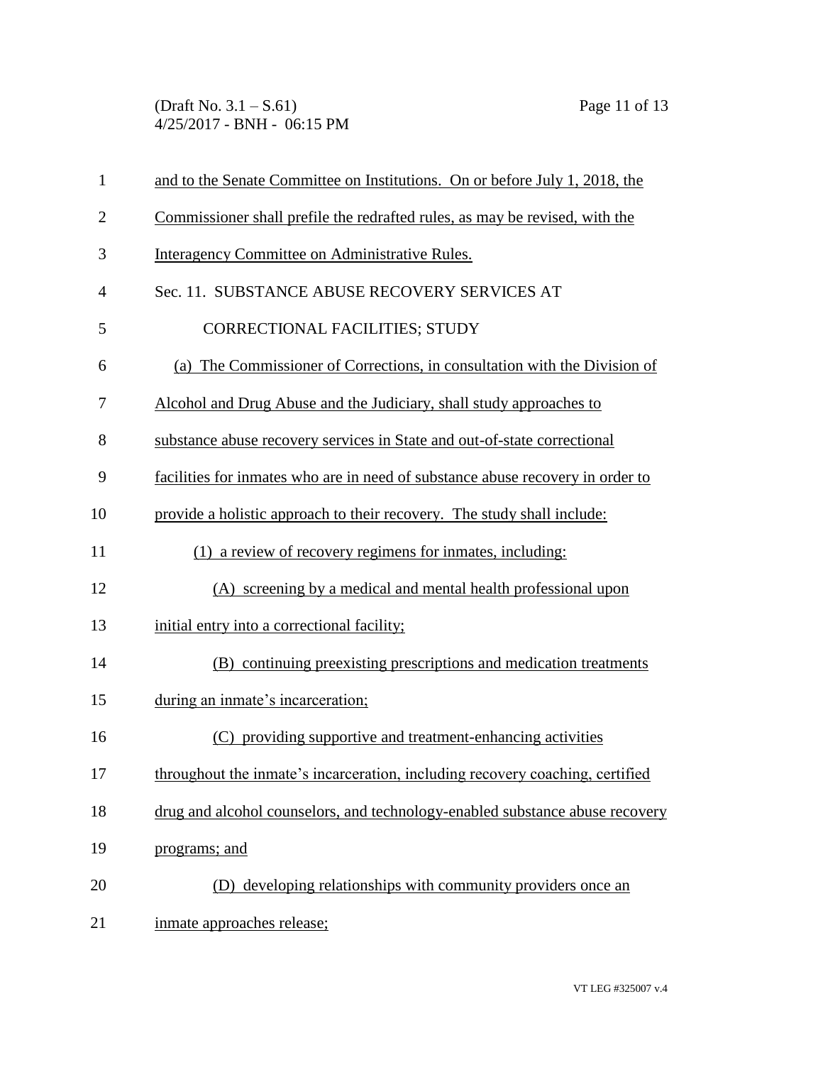and to the Senate Committee on Institutions. On or before July 1, 2018, the Commissioner shall prefile the redrafted rules, as may be revised, with the Interagency Committee on Administrative Rules.

Sec. 11. SUBSTANCE ABUSE RECOVERY SERVICES AT CORRECTIONAL FACILITIES; STUDY

(a) The Commissioner of Corrections, in consultation with the Division of Alcohol and Drug Abuse and the Judiciary, shall study approaches to substance abuse recovery services in State and out-of-state correctional facilities for inmates who are in need of substance abuse recovery in order to provide a holistic approach to their recovery. The study shall include:

(1) a review of recovery regimens for inmates, including:

(A) screening by a medical and mental health professional upon initial entry into a correctional facility;

(B) continuing preexisting prescriptions and medication treatments during an inmate's incarceration;

(C) providing supportive and treatment-enhancing activities throughout the inmate's incarceration, including recovery coaching, certified drug and alcohol counselors, and technology-enabled substance abuse recovery programs; and

(D) developing relationships with community providers once an inmate approaches release;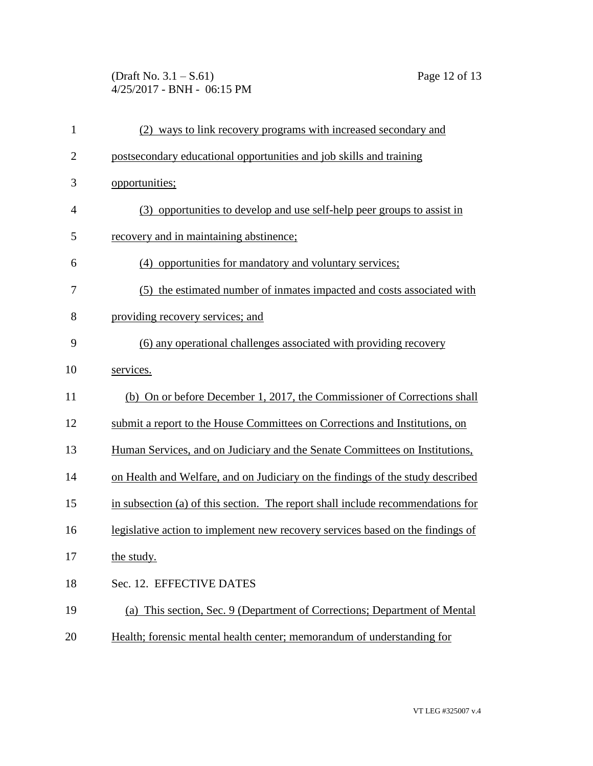(2) ways to link recovery programs with increased secondary and postsecondary educational opportunities and job skills and training opportunities;

(3) opportunities to develop and use self-help peer groups to assist in recovery and in maintaining abstinence;

(4) opportunities for mandatory and voluntary services;

(5) the estimated number of inmates impacted and costs associated with providing recovery services; and

(6) any operational challenges associated with providing recovery services.

(b) On or before December 1, 2017, the Commissioner of Corrections shall submit a report to the House Committees on Corrections and Institutions, on Human Services, and on Judiciary and the Senate Committees on Institutions, on Health and Welfare, and on Judiciary on the findings of the study described in subsection (a) of this section. The report shall include recommendations for legislative action to implement new recovery services based on the findings of the study.

Sec. 12. EFFECTIVE DATES

(a) This section, Sec. 9 (Department of Corrections; Department of Mental Health; forensic mental health center; memorandum of understanding for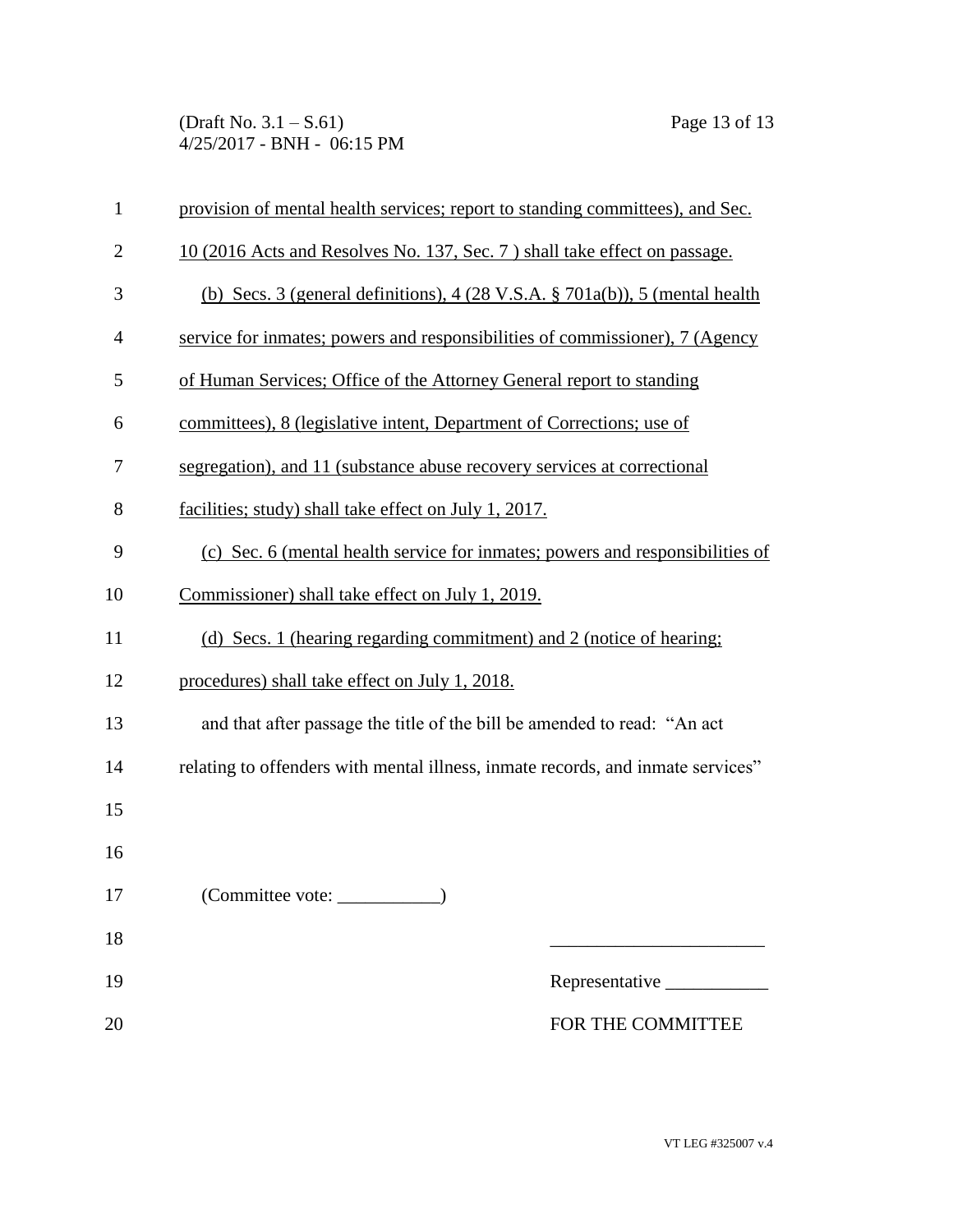provision of mental health services; report to standing committees), and Sec. 10 (2016 Acts and Resolves No. 137, Sec. 7 ) shall take effect on passage.

(b) Secs. 3 (general definitions), 4 (28 V.S.A. § 701a(b)), 5 (mental health service for inmates; powers and responsibilities of commissioner), 7 (Agency of Human Services; Office of the Attorney General report to standing committees), 8 (legislative intent, Department of Corrections; use of segregation), and 11 (substance abuse recovery services at correctional facilities; study) shall take effect on July 1, 2017.

(c) Sec. 6 (mental health service for inmates; powers and responsibilities of Commissioner) shall take effect on July 1, 2019.

(d) Secs. 1 (hearing regarding commitment) and 2 (notice of hearing; procedures) shall take effect on July 1, 2018.

and that after passage the title of the bill be amended to read: "An act relating to offenders with mental illness, inmate records, and inmate services"

(Committee vote: ___________)

_______________________

Representative ___________

FOR THE COMMITTEE